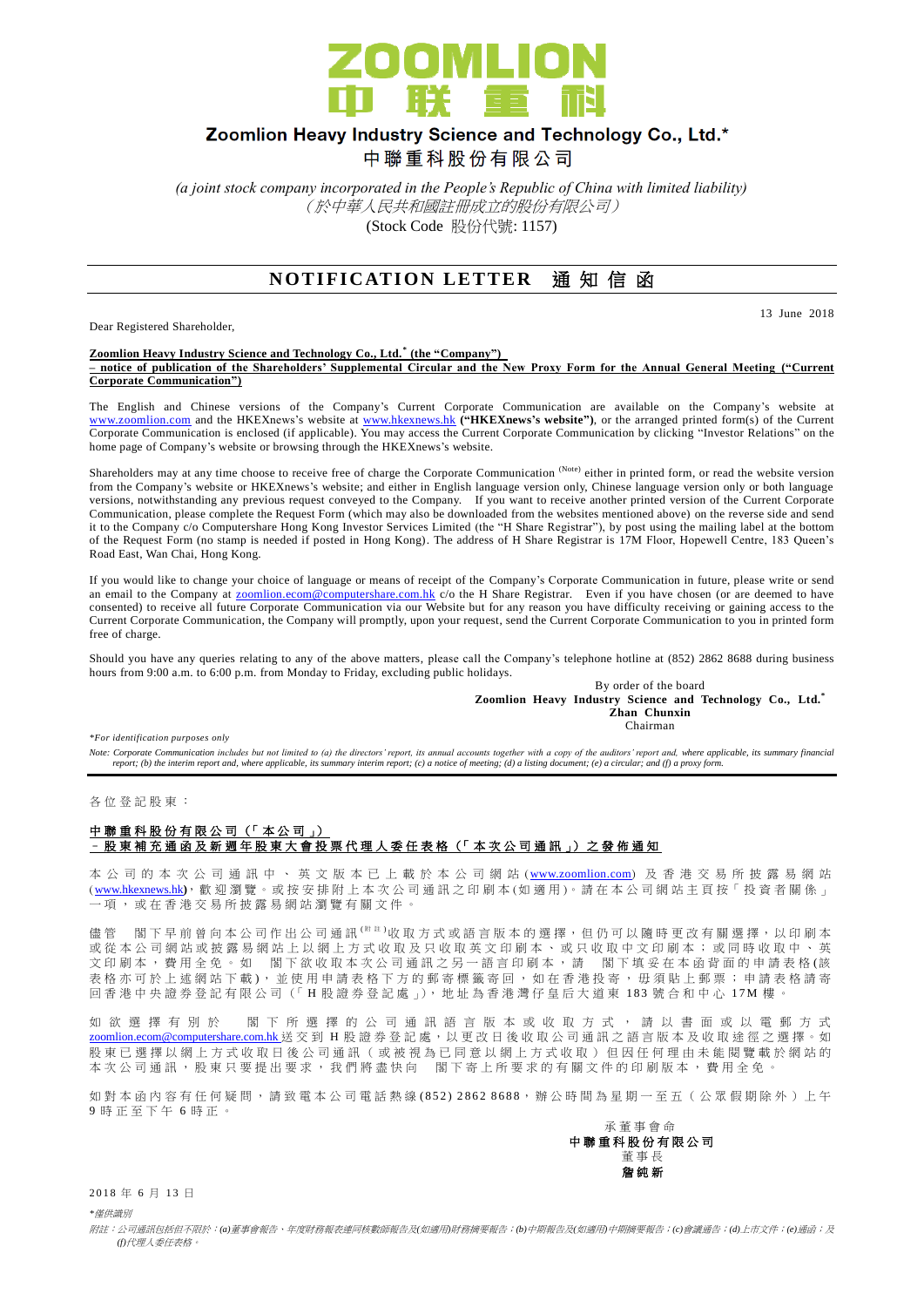ZOOMLION
中 联 重 科

# Zoomlion Heavy Industry Science and Technology Co., Ltd.*
# 中聯重科股份有限公司

*(a joint stock company incorporated in the People's Republic of China with limited liability)*
*（於中華人民共和國註冊成立的股份有限公司）*
(Stock Code 股份代號: 1157)

## NOTIFICATION LETTER 通知信函

13 June 2018

Dear Registered Shareholder,

**Zoomlion Heavy Industry Science and Technology Co., Ltd.* (the "Company")**
**– notice of publication of the Shareholders' Supplemental Circular and the New Proxy Form for the Annual General Meeting ("Current Corporate Communication")**

The English and Chinese versions of the Company's Current Corporate Communication are available on the Company's website at www.zoomlion.com and the HKEXnews's website at www.hkexnews.hk **("HKEXnews's website")**, or the arranged printed form(s) of the Current Corporate Communication is enclosed (if applicable). You may access the Current Corporate Communication by clicking "Investor Relations" on the home page of Company's website or browsing through the HKEXnews's website.

Shareholders may at any time choose to receive free of charge the Corporate Communication (Note) either in printed form, or read the website version from the Company's website or HKEXnews's website; and either in English language version only, Chinese language version only or both language versions, notwithstanding any previous request conveyed to the Company. If you want to receive another printed version of the Current Corporate Communication, please complete the Request Form (which may also be downloaded from the websites mentioned above) on the reverse side and send it to the Company c/o Computershare Hong Kong Investor Services Limited (the "H Share Registrar"), by post using the mailing label at the bottom of the Request Form (no stamp is needed if posted in Hong Kong). The address of H Share Registrar is 17M Floor, Hopewell Centre, 183 Queen's Road East, Wan Chai, Hong Kong.

If you would like to change your choice of language or means of receipt of the Company's Corporate Communication in future, please write or send an email to the Company at zoomlion.ecom@computershare.com.hk c/o the H Share Registrar. Even if you have chosen (or are deemed to have consented) to receive all future Corporate Communication via our Website but for any reason you have difficulty receiving or gaining access to the Current Corporate Communication, the Company will promptly, upon your request, send the Current Corporate Communication to you in printed form free of charge.

Should you have any queries relating to any of the above matters, please call the Company's telephone hotline at (852) 2862 8688 during business hours from 9:00 a.m. to 6:00 p.m. from Monday to Friday, excluding public holidays.

By order of the board
**Zoomlion Heavy Industry Science and Technology Co., Ltd.***
**Zhan Chunxin**
Chairman

*\*For identification purposes only*

*Note: Corporate Communication includes but not limited to (a) the directors' report, its annual accounts together with a copy of the auditors' report and, where applicable, its summary financial report; (b) the interim report and, where applicable, its summary interim report; (c) a notice of meeting; (d) a listing document; (e) a circular; and (f) a proxy form.*

---

各位登記股東：

**中聯重科股份有限公司（「本公司」）**
**－股東補充通函及新週年股東大會投票代理人委任表格（「本次公司通訊」）之發佈通知**

本公司的本次公司通訊中、英文版本已上載於本公司網站(www.zoomlion.com)及香港交易所披露易網站(www.hkexnews.hk)，歡迎瀏覽。或按安排附上本次公司通訊之印刷本(如適用)。請在本公司網站主頁按「投資者關係」一項，或在香港交易所披露易網站瀏覽有關文件。

儘管 閣下早前曾向本公司作出公司通訊(附註)收取方式或語言版本的選擇，但仍可以隨時更改有關選擇，以印刷本或從本公司網站或披露易網站上以網上方式收取及只收取英文印刷本、或只收取中文印刷本；或同時收取中、英文印刷本，費用全免。如 閣下欲收取本次公司通訊之另一語言印刷本，請 閣下填妥在本函背面的申請表格(該表格亦可於上述網站下載)，並使用申請表格下方的郵寄標籤寄回，如在香港投寄，毋須貼上郵票；申請表格請寄回香港中央證券登記有限公司（「H股證券登記處」），地址為香港灣仔皇后大道東183號合和中心17M樓。

如欲選擇有別於 閣下所選擇的公司通訊語言版本或收取方式，請以書面或以電郵方式zoomlion.ecom@computershare.com.hk送交到H股證券登記處，以更改日後收取公司通訊之語言版本及收取途徑之選擇。如股東已選擇以網上方式收取日後公司通訊（或被視為已同意以網上方式收取）但因任何理由未能閱覽載於網站的本次公司通訊，股東只要提出要求，我們將盡快向 閣下寄上所要求的有關文件的印刷版本，費用全免。

如對本函內容有任何疑問，請致電本公司電話熱線(852) 2862 8688，辦公時間為星期一至五（公眾假期除外）上午9時正至下午6時正。

承董事會命
**中聯重科股份有限公司**
董事長
**詹純新**

2018年6月13日

*\*僅供識別*

*附註：公司通訊包括但不限於：(a)董事會報告、年度財務報表連同核數師報告及(如適用)財務摘要報告；(b)中期報告及(如適用)中期摘要報告；(c)會議通告；(d)上市文件；(e)通函；及(f)代理人委任表格。*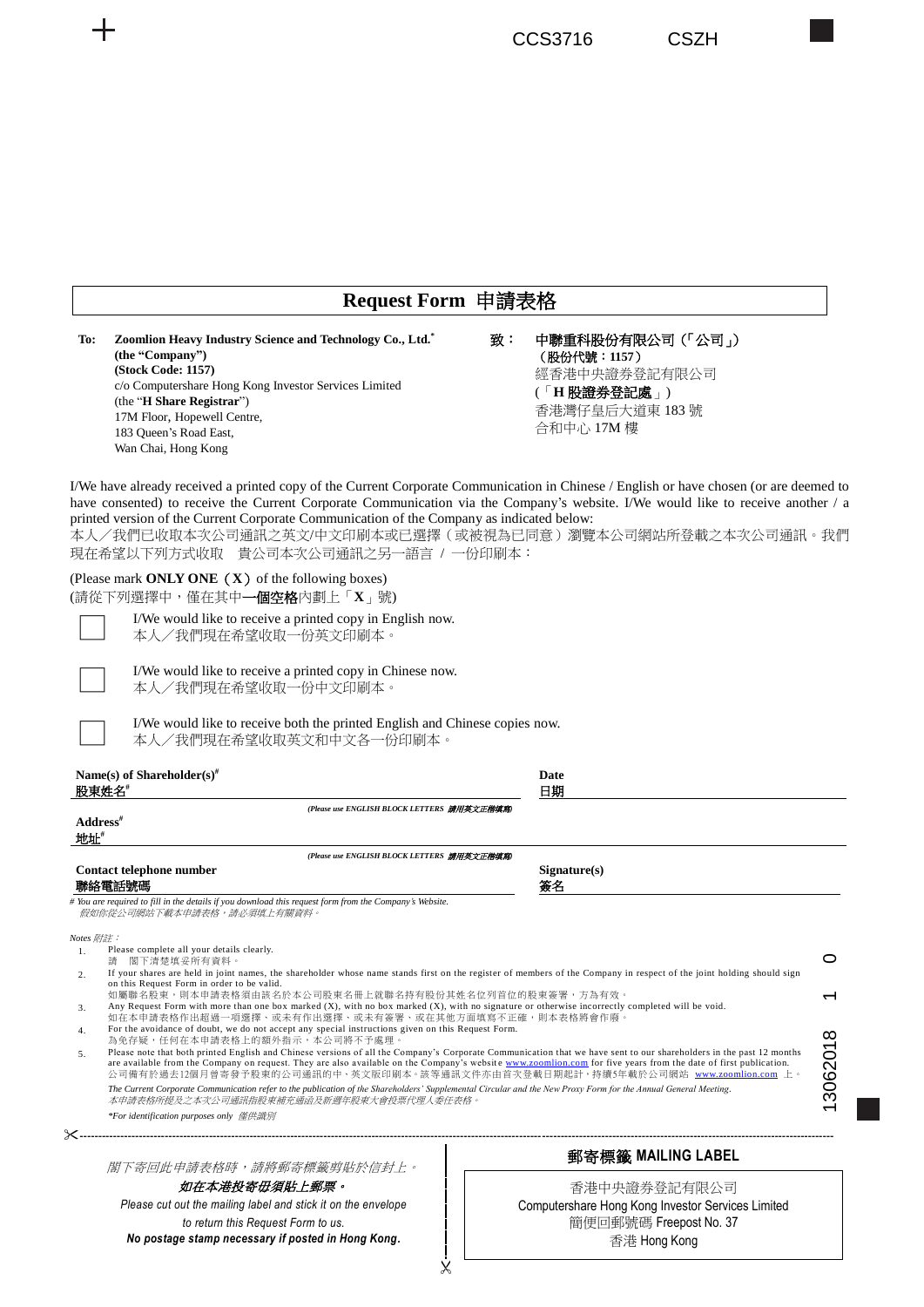# Request Form 申請表格

**To:** **Zoomlion Heavy Industry Science and Technology Co., Ltd.*** 
**(the "Company")** 
**(Stock Code: 1157)** 
c/o Computershare Hong Kong Investor Services Limited 
(the "**H Share Registrar**") 
17M Floor, Hopewell Centre, 
183 Queen's Road East, 
Wan Chai, Hong Kong

**致：** **中聯重科股份有限公司（「公司」）** 
**（股份代號：1157）** 
經香港中央證券登記有限公司 
（「**H 股證券登記處**」） 
香港灣仔皇后大道東 183 號 
合和中心 17M 樓

I/We have already received a printed copy of the Current Corporate Communication in Chinese / English or have chosen (or are deemed to have consented) to receive the Current Corporate Communication via the Company's website. I/We would like to receive another / a printed version of the Current Corporate Communication of the Company as indicated below:
本人／我們已收取本次公司通訊之英文/中文印刷本或已選擇（或被視為已同意）瀏覽本公司網站所登載之本次公司通訊。我們現在希望以下列方式收取　貴公司本次公司通訊之另一語言 / 一份印刷本：

(Please mark **ONLY ONE**（**X**）of the following boxes)
(請從下列選擇中，僅在其中**一個空格**內劃上「**X**」號)

☐ I/We would like to receive a printed copy in English now.
本人／我們現在希望收取一份英文印刷本。

☐ I/We would like to receive a printed copy in Chinese now.
本人／我們現在希望收取一份中文印刷本。

☐ I/We would like to receive both the printed English and Chinese copies now.
本人／我們現在希望收取英文和中文各一份印刷本。

**Name(s) of Shareholder(s)#** 
**股東姓名#** 
*(Please use ENGLISH BLOCK LETTERS 請用英文正楷填寫)*

**Date** 
**日期**

**Address#** 
**地址#** 
*(Please use ENGLISH BLOCK LETTERS 請用英文正楷填寫)*

**Contact telephone number** 
**聯絡電話號碼**

**Signature(s)** 
**簽名**

*# You are required to fill in the details if you download this request form from the Company's Website.* 
*假如你從公司網站下載本申請表格，請必須填上有關資料。*

*Notes 附註：*

1. Please complete all your details clearly.
   請　閣下清楚填妥所有資料。
2. If your shares are held in joint names, the shareholder whose name stands first on the register of members of the Company in respect of the joint holding should sign on this Request Form in order to be valid.
   如屬聯名股東，則本申請表格須由該名於本公司股東名冊上就聯名持有股份其姓名位列首位的股東簽署，方為有效。
3. Any Request Form with more than one box marked (X), with no box marked (X), with no signature or otherwise incorrectly completed will be void.
   如在本申請表格作出超過一項選擇、或未有作出選擇、或未有簽署、或在其他方面填寫不正確，則本表格將會作廢。
4. For the avoidance of doubt, we do not accept any special instructions given on this Request Form.
   為免存疑，任何在本申請表格上的額外指示，本公司將不予處理。
5. Please note that both printed English and Chinese versions of all the Company's Corporate Communication that we have sent to our shareholders in the past 12 months are available from the Company on request. They are also available on the Company's website www.zoomlion.com for five years from the date of first publication.
   公司備有於過去12個月曾寄發予股東的公司通訊的中、英文版印刷本。該等通訊文件亦由首次登載日期起計，持續5年載於公司網站 www.zoomlion.com 上。

*The Current Corporate Communication refer to the publication of the Shareholders' Supplemental Circular and the New Proxy Form for the Annual General Meeting.* 
*本申請表格所提及之本次公司通訊指股東補充通函及新週年股東大會投票代理人委任表格。*

*\*For identification purposes only 僅供識別*

---

*閣下寄回此申請表格時，請將郵寄標籤剪貼於信封上。* 
***如在本港投寄毋須貼上郵票。*** 
*Please cut out the mailing label and stick it on the envelope to return this Request Form to us.* 
***No postage stamp necessary if posted in Hong Kong.***

**郵寄標籤 MAILING LABEL**

香港中央證券登記有限公司 
Computershare Hong Kong Investor Services Limited 
簡便回郵號碼 Freepost No. 37 
香港 Hong Kong